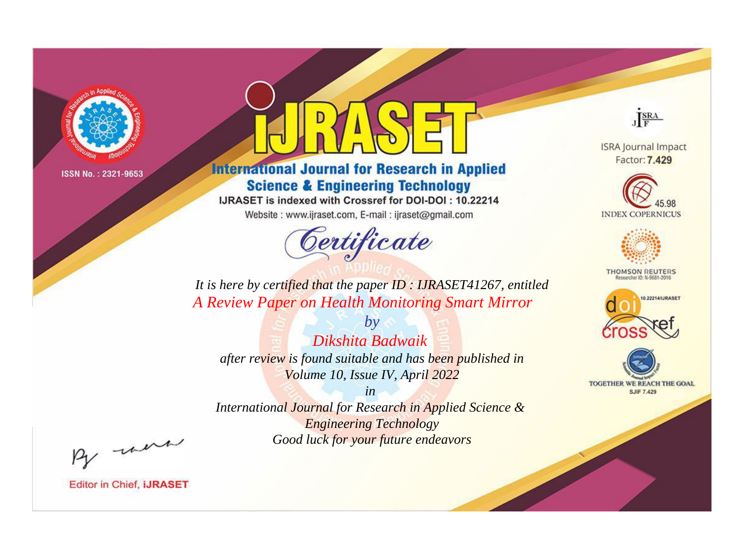ISSN No. : 2321-9653

# IJRASET

## International Journal for Research in Applied Science & Engineering Technology

IJRASET is indexed with Crossref for DOI-DOI : 10.22214

Website : www.ijraset.com, E-mail : ijraset@gmail.com

ISRA Journal Impact Factor: **7.429**

45.98 INDEX COPERNICUS

THOMSON REUTERS Researcher ID: N-9681-2016

10.22214/IJRASET

TOGETHER WE REACH THE GOAL SJIF 7.429

# Certificate

*It is here by certified that the paper ID : IJRASET41267, entitled*

*A Review Paper on Health Monitoring Smart Mirror*

*by*

*Dikshita Badwaik*

*after review is found suitable and has been published in Volume 10, Issue IV, April 2022*

*in*

*International Journal for Research in Applied Science & Engineering Technology*

*Good luck for your future endeavors*

Editor in Chief, **iJRASET**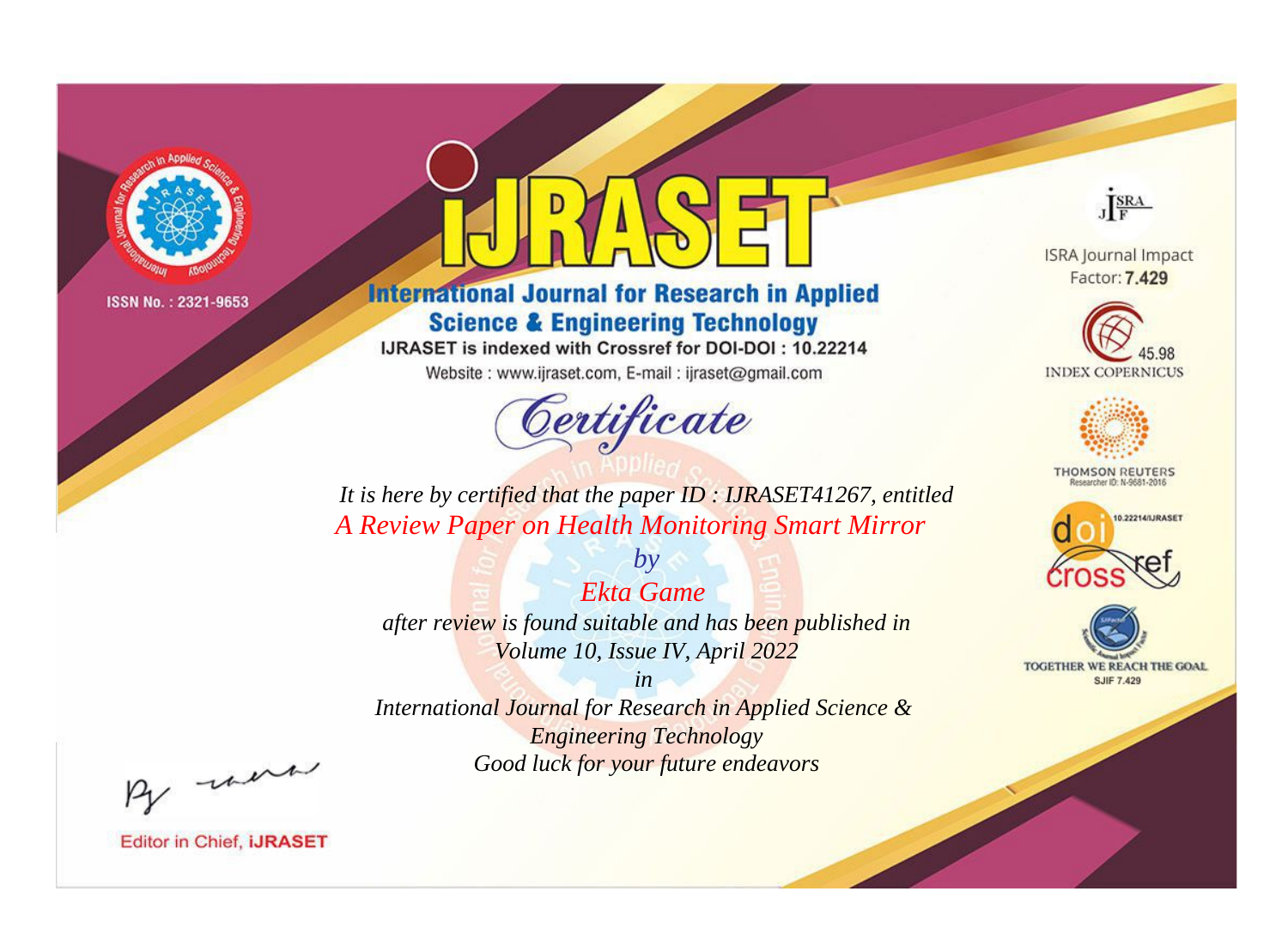ISSN No. : 2321-9653

# iJRASET

## International Journal for Research in Applied Science & Engineering Technology

IJRASET is indexed with Crossref for DOI-DOI : 10.22214

Website : www.ijraset.com, E-mail : ijraset@gmail.com

# Certificate

*It is here by certified that the paper ID : IJRASET41267, entitled*

*A Review Paper on Health Monitoring Smart Mirror*

*by*

*Ekta Game*

*after review is found suitable and has been published in*

*Volume 10, Issue IV, April 2022*

*in*

*International Journal for Research in Applied Science & Engineering Technology*

*Good luck for your future endeavors*

Editor in Chief, iJRASET

ISRA Journal Impact Factor: **7.429**

45.98 INDEX COPERNICUS

THOMSON REUTERS Researcher ID: N-9681-2016

10.22214/IJRASET

TOGETHER WE REACH THE GOAL SJIF 7.429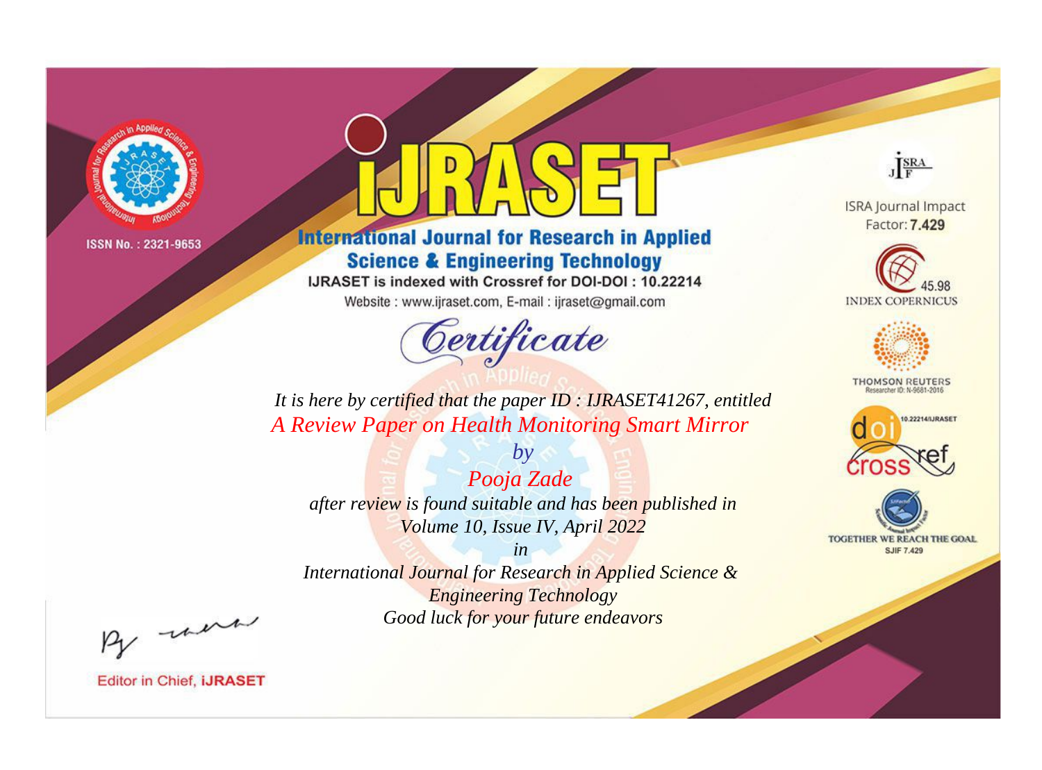ISSN No. : 2321-9653

# iJRASET

## International Journal for Research in Applied Science & Engineering Technology

IJRASET is indexed with Crossref for DOI-DOI : 10.22214

Website : www.ijraset.com, E-mail : ijraset@gmail.com

# Certificate

*It is here by certified that the paper ID : IJRASET41267, entitled*

*A Review Paper on Health Monitoring Smart Mirror*

*by*

*Pooja Zade*

*after review is found suitable and has been published in*

*Volume 10, Issue IV, April 2022*

*in*

*International Journal for Research in Applied Science & Engineering Technology*

*Good luck for your future endeavors*

ISRA Journal Impact Factor: **7.429**

45.98 INDEX COPERNICUS

THOMSON REUTERS Researcher ID: N-9681-2016

10.22214/IJRASET

TOGETHER WE REACH THE GOAL SJIF 7.429

Editor in Chief, **iJRASET**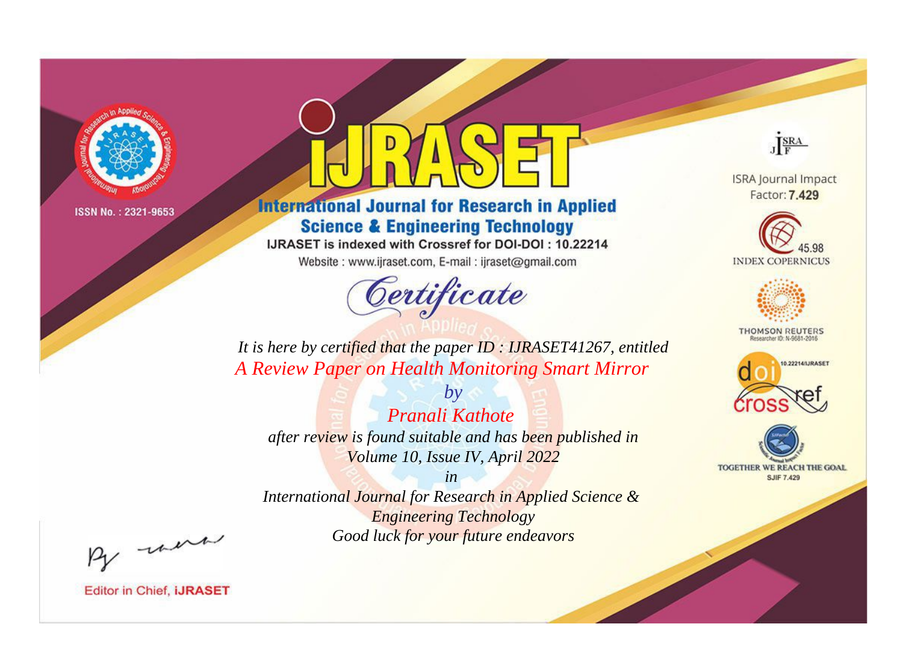ISSN No. : 2321-9653

# iJRASET

## International Journal for Research in Applied Science & Engineering Technology

IJRASET is indexed with Crossref for DOI-DOI : 10.22214

Website : www.ijraset.com, E-mail : ijraset@gmail.com

*Certificate*

*It is here by certified that the paper ID : IJRASET41267, entitled*

*A Review Paper on Health Monitoring Smart Mirror*

*by*

*Pranali Kathote*

*after review is found suitable and has been published in*

*Volume 10, Issue IV, April 2022*

*in*

*International Journal for Research in Applied Science & Engineering Technology*

*Good luck for your future endeavors*

ISRA Journal Impact Factor: **7.429**

45.98 INDEX COPERNICUS

THOMSON REUTERS Researcher ID: N-9681-2016

10.22214/IJRASET

TOGETHER WE REACH THE GOAL SJIF 7.429

Editor in Chief, **iJRASET**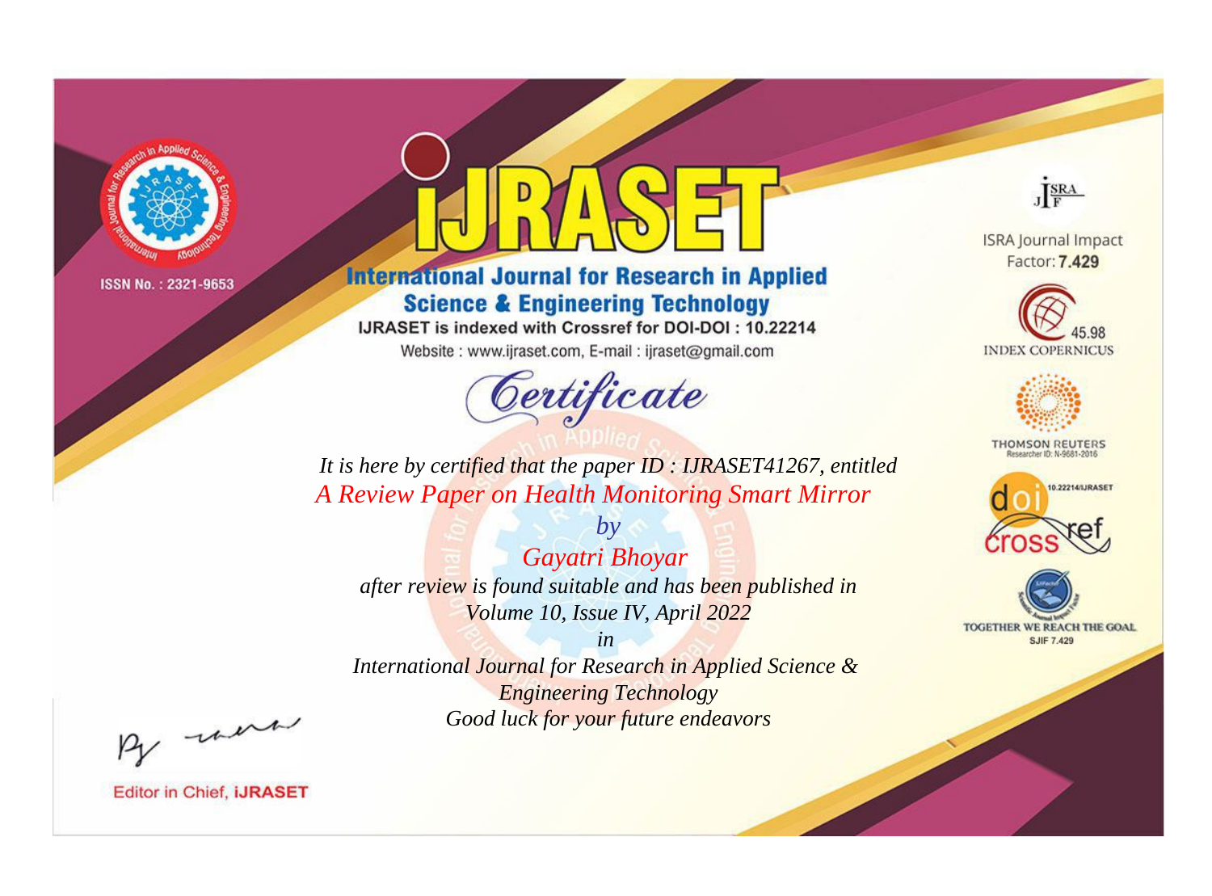ISSN No. : 2321-9653

# iJRASET

## International Journal for Research in Applied Science & Engineering Technology

IJRASET is indexed with Crossref for DOI-DOI : 10.22214

Website : www.ijraset.com, E-mail : ijraset@gmail.com

## Certificate

*It is here by certified that the paper ID : IJRASET41267, entitled*

*A Review Paper on Health Monitoring Smart Mirror*

*by*

*Gayatri Bhoyar*

*after review is found suitable and has been published in*

*Volume 10, Issue IV, April 2022*

*in*

*International Journal for Research in Applied Science & Engineering Technology*

*Good luck for your future endeavors*

ISRA Journal Impact Factor: **7.429**

45.98 INDEX COPERNICUS

THOMSON REUTERS Researcher ID: N-9681-2016

10.22214/IJRASET

TOGETHER WE REACH THE GOAL SJIF 7.429

Editor in Chief, **iJRASET**